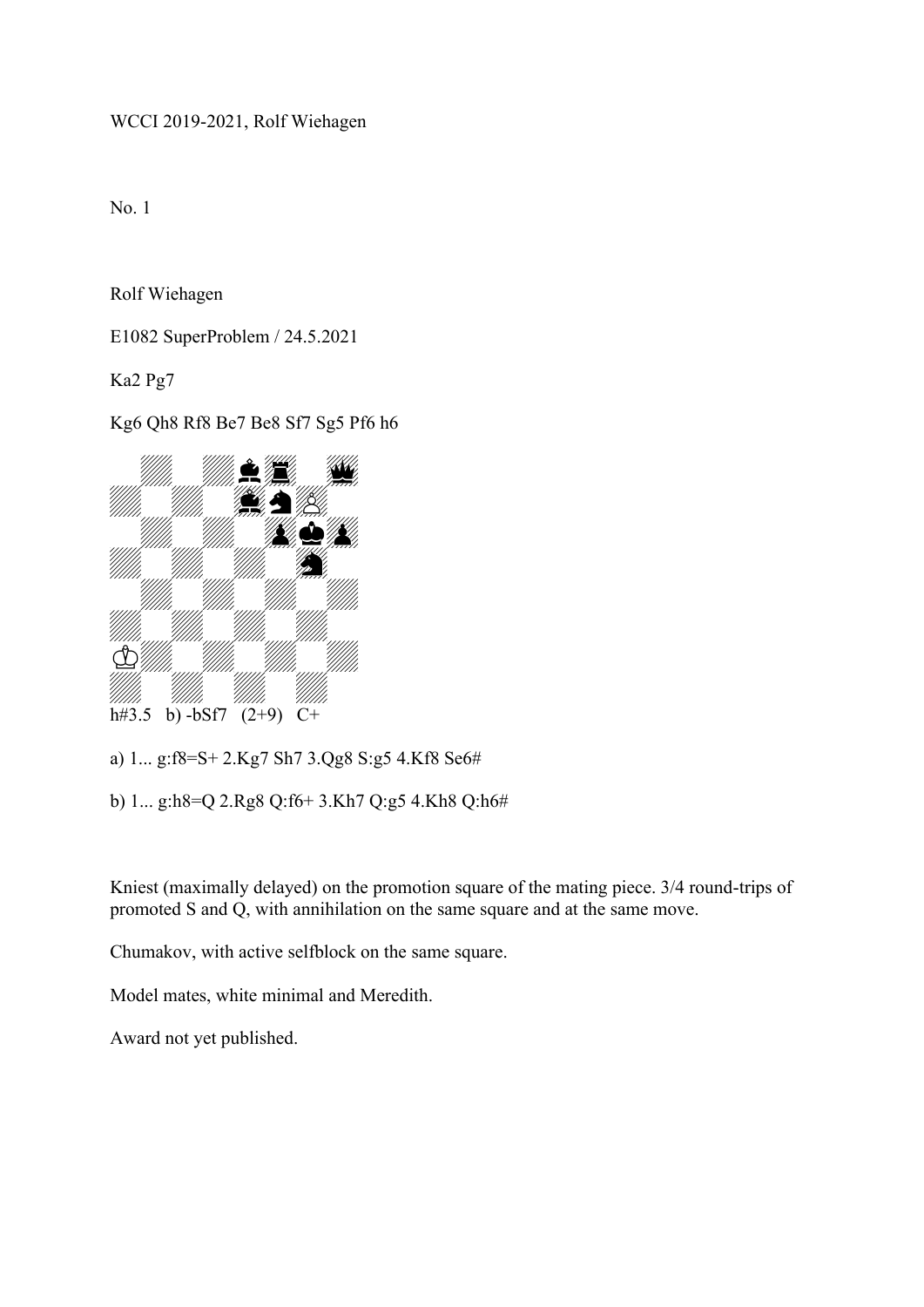WCCI 2019-2021, Rolf Wiehagen

No. 1

Rolf Wiehagen

E1082 SuperProblem / 24.5.2021

Ka2 Pg7

Kg6 Qh8 Rf8 Be7 Be8 Sf7 Sg5 Pf6 h6

h#3.5   b) -bSf7   (2+9)   C+

a) 1... g:f8=S+ 2.Kg7 Sh7 3.Qg8 S:g5 4.Kf8 Se6#

b) 1... g:h8=Q 2.Rg8 Q:f6+ 3.Kh7 Q:g5 4.Kh8 Q:h6#

Kniest (maximally delayed) on the promotion square of the mating piece. 3/4 round-trips of promoted S and Q, with annihilation on the same square and at the same move.

Chumakov, with active selfblock on the same square.

Model mates, white minimal and Meredith.

Award not yet published.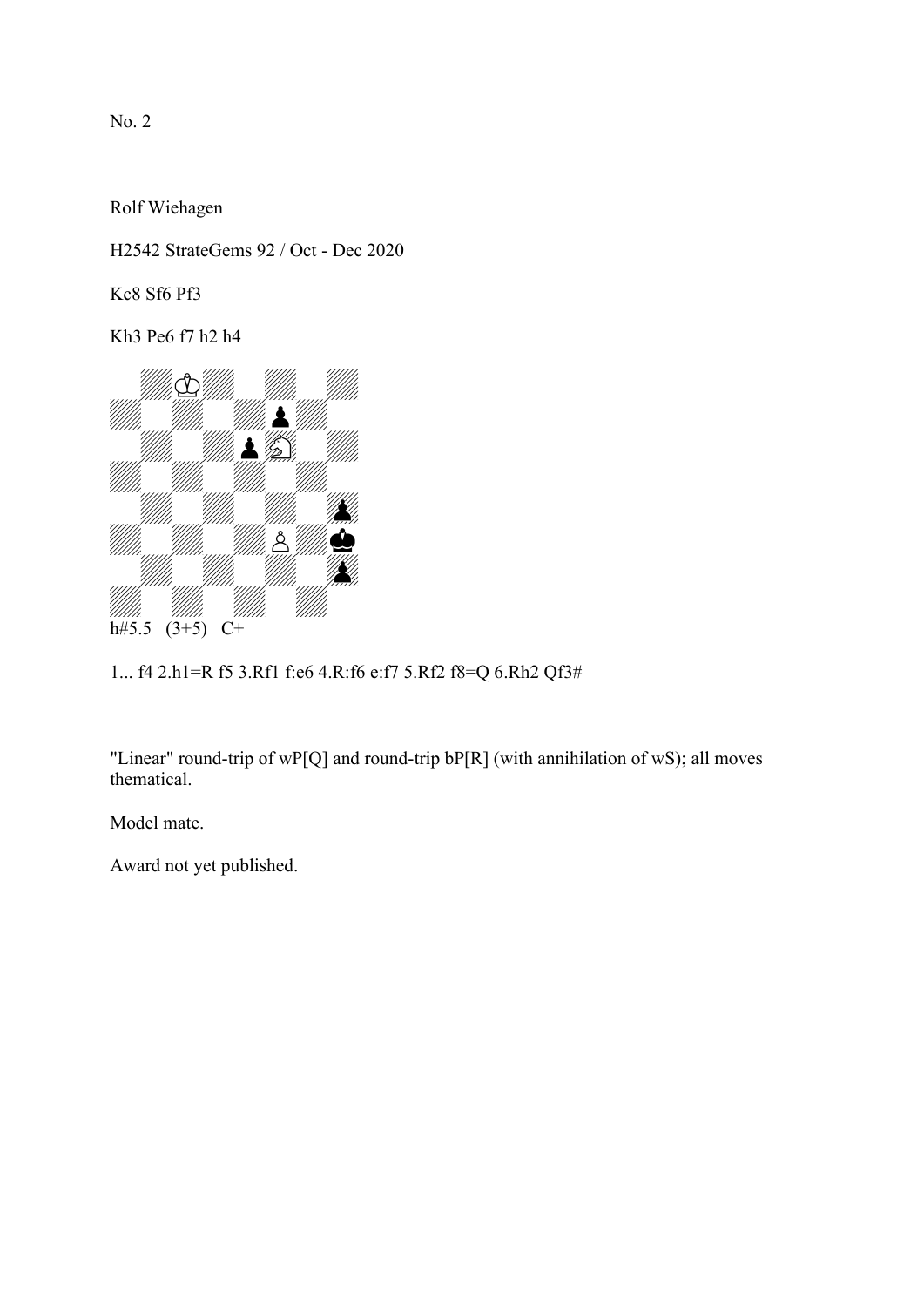No. 2

Rolf Wiehagen

H2542 StrateGems 92 / Oct - Dec 2020

Kc8 Sf6 Pf3

Kh3 Pe6 f7 h2 h4

h#5.5 (3+5) C+

1... f4 2.h1=R f5 3.Rf1 f:e6 4.R:f6 e:f7 5.Rf2 f8=Q 6.Rh2 Qf3#

"Linear" round-trip of wP[Q] and round-trip bP[R] (with annihilation of wS); all moves thematical.

Model mate.

Award not yet published.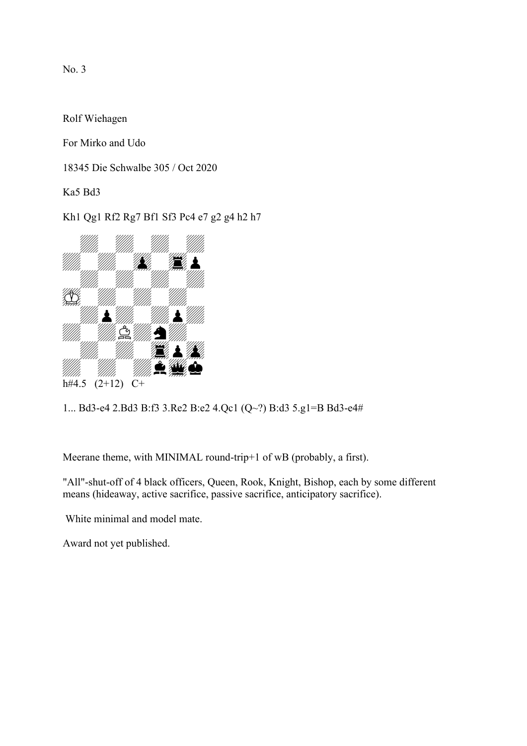No. 3

Rolf Wiehagen

For Mirko and Udo

18345 Die Schwalbe 305 / Oct 2020

Ka5 Bd3

Kh1 Qg1 Rf2 Rg7 Bf1 Sf3 Pc4 e7 g2 g4 h2 h7

h#4.5 (2+12) C+

1... Bd3-e4 2.Bd3 B:f3 3.Re2 B:e2 4.Qc1 (Q~?) B:d3 5.g1=B Bd3-e4#

Meerane theme, with MINIMAL round-trip+1 of wB (probably, a first).

"All"-shut-off of 4 black officers, Queen, Rook, Knight, Bishop, each by some different means (hideaway, active sacrifice, passive sacrifice, anticipatory sacrifice).

White minimal and model mate.

Award not yet published.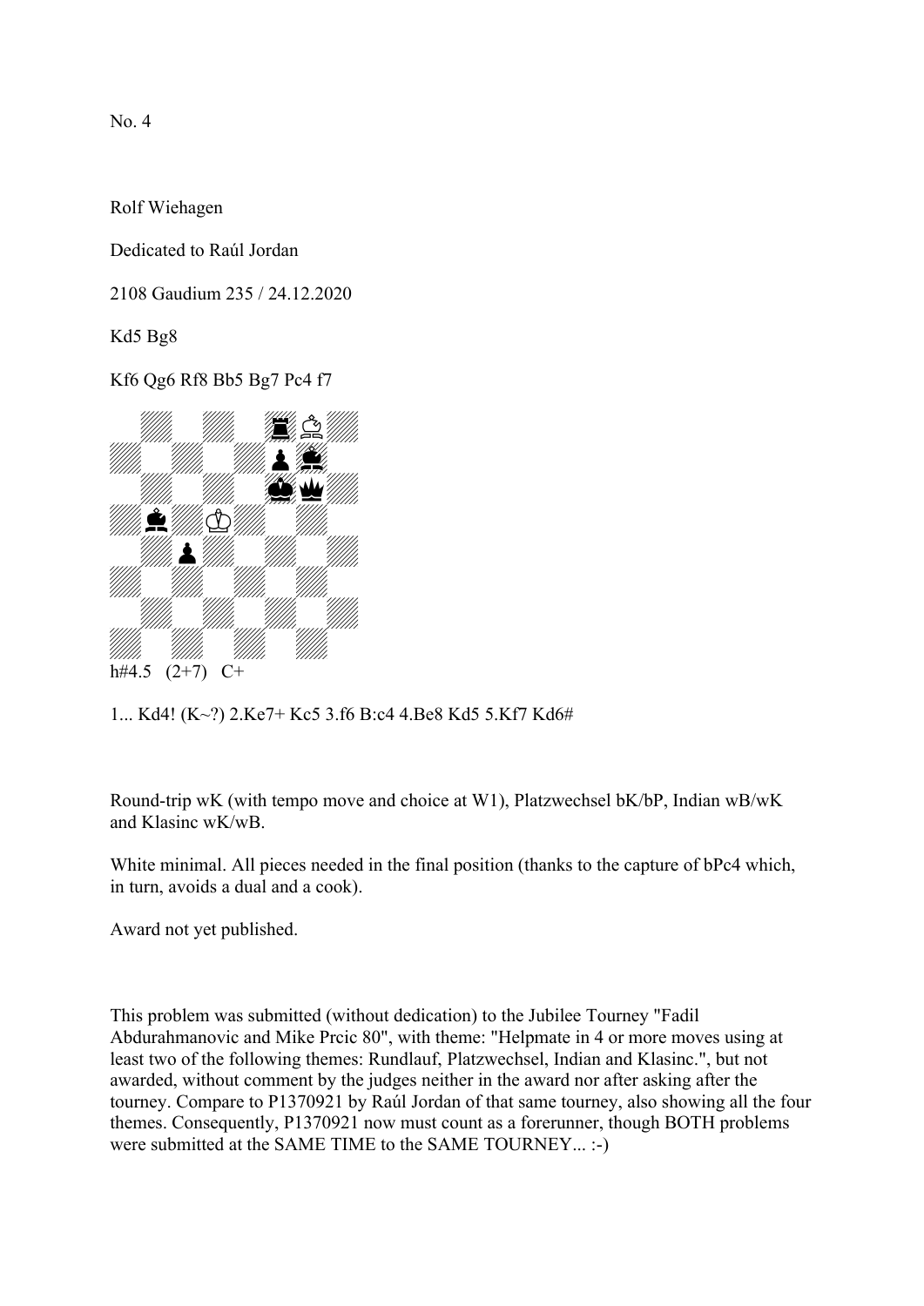No. 4

Rolf Wiehagen

Dedicated to Raúl Jordan

2108 Gaudium 235 / 24.12.2020

Kd5 Bg8

Kf6 Qg6 Rf8 Bb5 Bg7 Pc4 f7

h#4.5 (2+7) C+

1... Kd4! (K~?) 2.Ke7+ Kc5 3.f6 B:c4 4.Be8 Kd5 5.Kf7 Kd6#

Round-trip wK (with tempo move and choice at W1), Platzwechsel bK/bP, Indian wB/wK and Klasinc wK/wB.

White minimal. All pieces needed in the final position (thanks to the capture of bPc4 which, in turn, avoids a dual and a cook).

Award not yet published.

This problem was submitted (without dedication) to the Jubilee Tourney "Fadil Abdurahmanovic and Mike Prcic 80", with theme: "Helpmate in 4 or more moves using at least two of the following themes: Rundlauf, Platzwechsel, Indian and Klasinc.", but not awarded, without comment by the judges neither in the award nor after asking after the tourney. Compare to P1370921 by Raúl Jordan of that same tourney, also showing all the four themes. Consequently, P1370921 now must count as a forerunner, though BOTH problems were submitted at the SAME TIME to the SAME TOURNEY... :-)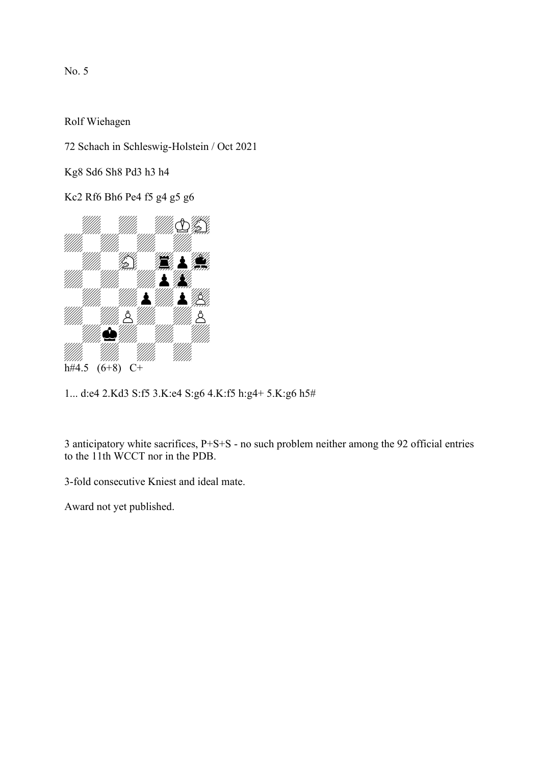No. 5

Rolf Wiehagen

72 Schach in Schleswig-Holstein / Oct 2021

Kg8 Sd6 Sh8 Pd3 h3 h4

Kc2 Rf6 Bh6 Pe4 f5 g4 g5 g6

h#4.5 (6+8) C+

1... d:e4 2.Kd3 S:f5 3.K:e4 S:g6 4.K:f5 h:g4+ 5.K:g6 h5#

3 anticipatory white sacrifices, P+S+S - no such problem neither among the 92 official entries to the 11th WCCT nor in the PDB.

3-fold consecutive Kniest and ideal mate.

Award not yet published.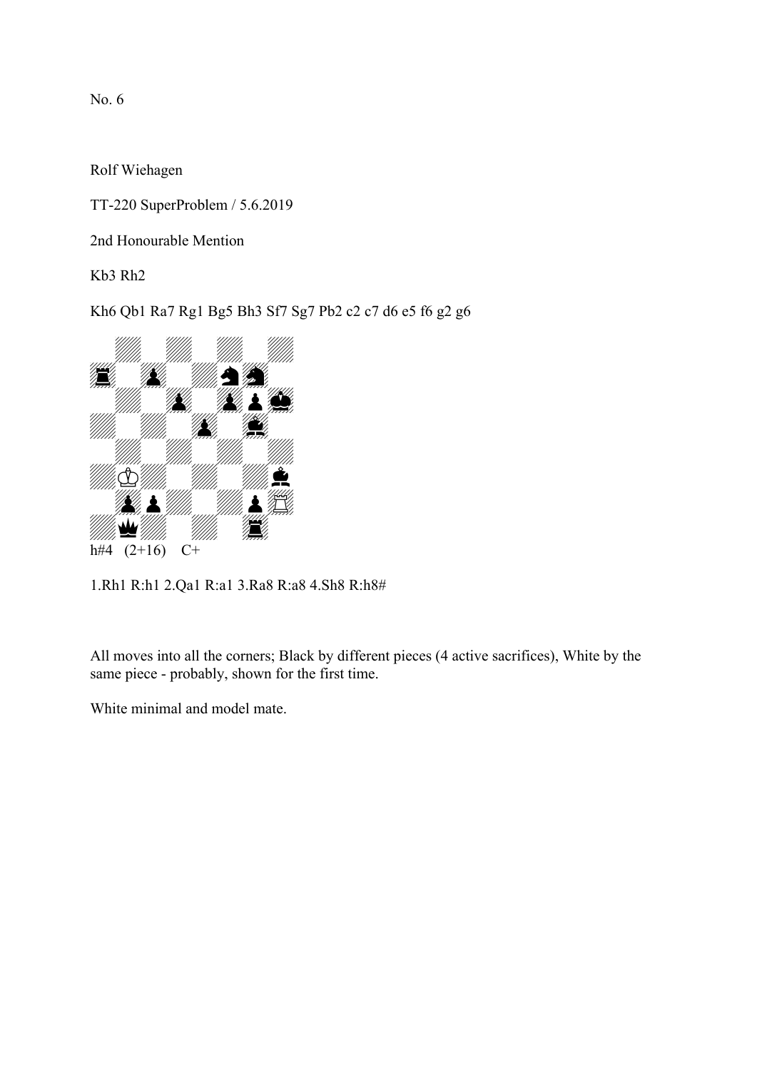No. 6

Rolf Wiehagen

TT-220 SuperProblem / 5.6.2019

2nd Honourable Mention

Kb3 Rh2

Kh6 Qb1 Ra7 Rg1 Bg5 Bh3 Sf7 Sg7 Pb2 c2 c7 d6 e5 f6 g2 g6

h#4 (2+16) C+

1.Rh1 R:h1 2.Qa1 R:a1 3.Ra8 R:a8 4.Sh8 R:h8#

All moves into all the corners; Black by different pieces (4 active sacrifices), White by the same piece - probably, shown for the first time.

White minimal and model mate.